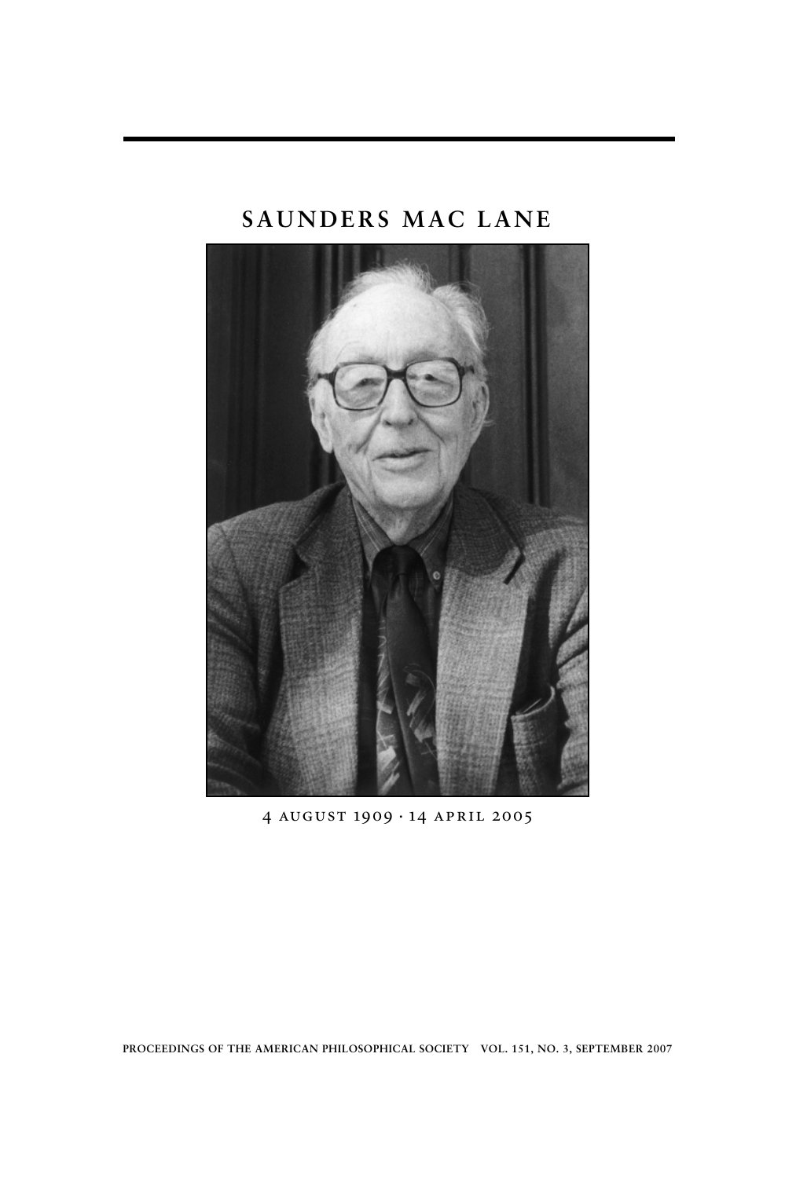# SAUNDERS MAC LANE

4 AUGUST 1909 · 14 APRIL 2005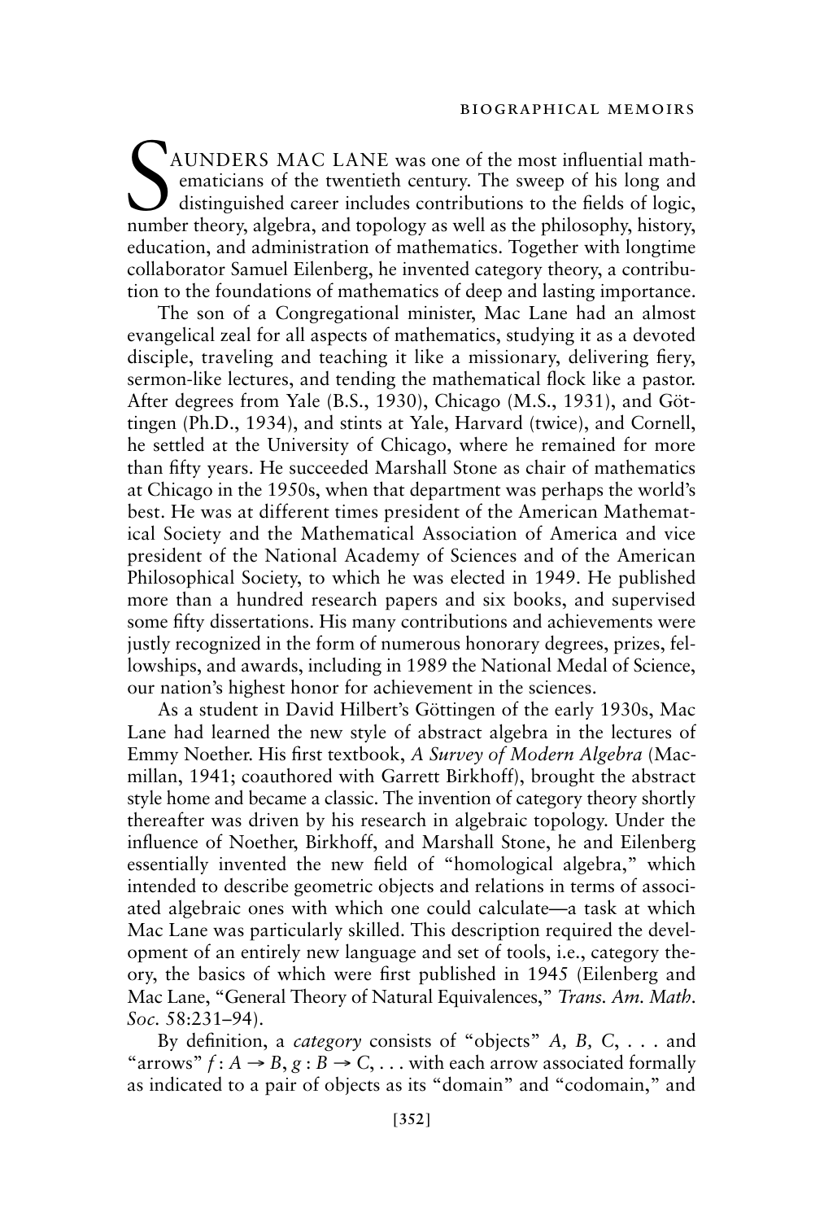SAUNDERS MAC LANE was one of the most influential mathematicians of the twentieth century. The sweep of his long and distinguished career includes contributions to the fields of logic, number theory, algebra, and topology as well as the philosophy, history, education, and administration of mathematics. Together with longtime collaborator Samuel Eilenberg, he invented category theory, a contribution to the foundations of mathematics of deep and lasting importance.

The son of a Congregational minister, Mac Lane had an almost evangelical zeal for all aspects of mathematics, studying it as a devoted disciple, traveling and teaching it like a missionary, delivering fiery, sermon-like lectures, and tending the mathematical flock like a pastor. After degrees from Yale (B.S., 1930), Chicago (M.S., 1931), and Göttingen (Ph.D., 1934), and stints at Yale, Harvard (twice), and Cornell, he settled at the University of Chicago, where he remained for more than fifty years. He succeeded Marshall Stone as chair of mathematics at Chicago in the 1950s, when that department was perhaps the world's best. He was at different times president of the American Mathematical Society and the Mathematical Association of America and vice president of the National Academy of Sciences and of the American Philosophical Society, to which he was elected in 1949. He published more than a hundred research papers and six books, and supervised some fifty dissertations. His many contributions and achievements were justly recognized in the form of numerous honorary degrees, prizes, fellowships, and awards, including in 1989 the National Medal of Science, our nation's highest honor for achievement in the sciences.

As a student in David Hilbert's Göttingen of the early 1930s, Mac Lane had learned the new style of abstract algebra in the lectures of Emmy Noether. His first textbook, *A Survey of Modern Algebra* (Macmillan, 1941; coauthored with Garrett Birkhoff), brought the abstract style home and became a classic. The invention of category theory shortly thereafter was driven by his research in algebraic topology. Under the influence of Noether, Birkhoff, and Marshall Stone, he and Eilenberg essentially invented the new field of "homological algebra," which intended to describe geometric objects and relations in terms of associated algebraic ones with which one could calculate—a task at which Mac Lane was particularly skilled. This description required the development of an entirely new language and set of tools, i.e., category theory, the basics of which were first published in 1945 (Eilenberg and Mac Lane, "General Theory of Natural Equivalences," *Trans. Am. Math. Soc.* 58:231–94).

By definition, a *category* consists of "objects" $A, B, C, \ldots$ and "arrows" $f : A \rightarrow B, g : B \rightarrow C, \ldots$ with each arrow associated formally as indicated to a pair of objects as its "domain" and "codomain," and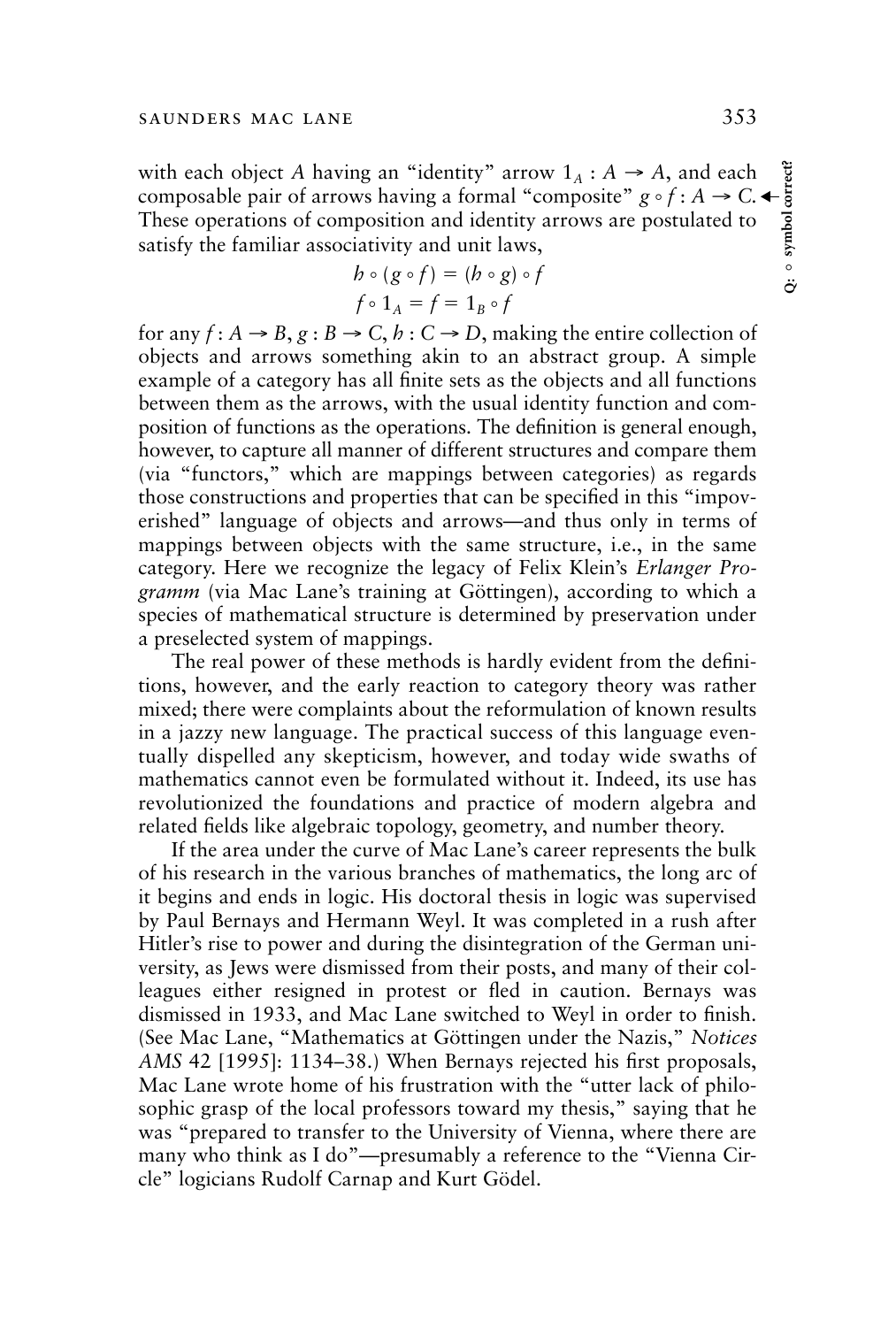with each object $A$ having an "identity" arrow $1_A : A \to A$, and each composable pair of arrows having a formal "composite" $g \circ f : A \to C$. These operations of composition and identity arrows are postulated to satisfy the familiar associativity and unit laws,

$$h \circ (g \circ f) = (h \circ g) \circ f$$
$$f \circ 1_A = f = 1_B \circ f$$

for any $f : A \to B$, $g : B \to C$, $h : C \to D$, making the entire collection of objects and arrows something akin to an abstract group. A simple example of a category has all finite sets as the objects and all functions between them as the arrows, with the usual identity function and composition of functions as the operations. The definition is general enough, however, to capture all manner of different structures and compare them (via "functors," which are mappings between categories) as regards those constructions and properties that can be specified in this "impoverished" language of objects and arrows—and thus only in terms of mappings between objects with the same structure, i.e., in the same category. Here we recognize the legacy of Felix Klein's *Erlanger Programm* (via Mac Lane's training at Göttingen), according to which a species of mathematical structure is determined by preservation under a preselected system of mappings.

The real power of these methods is hardly evident from the definitions, however, and the early reaction to category theory was rather mixed; there were complaints about the reformulation of known results in a jazzy new language. The practical success of this language eventually dispelled any skepticism, however, and today wide swaths of mathematics cannot even be formulated without it. Indeed, its use has revolutionized the foundations and practice of modern algebra and related fields like algebraic topology, geometry, and number theory.

If the area under the curve of Mac Lane's career represents the bulk of his research in the various branches of mathematics, the long arc of it begins and ends in logic. His doctoral thesis in logic was supervised by Paul Bernays and Hermann Weyl. It was completed in a rush after Hitler's rise to power and during the disintegration of the German university, as Jews were dismissed from their posts, and many of their colleagues either resigned in protest or fled in caution. Bernays was dismissed in 1933, and Mac Lane switched to Weyl in order to finish. (See Mac Lane, "Mathematics at Göttingen under the Nazis," *Notices AMS* 42 [1995]: 1134–38.) When Bernays rejected his first proposals, Mac Lane wrote home of his frustration with the "utter lack of philosophic grasp of the local professors toward my thesis," saying that he was "prepared to transfer to the University of Vienna, where there are many who think as I do"—presumably a reference to the "Vienna Circle" logicians Rudolf Carnap and Kurt Gödel.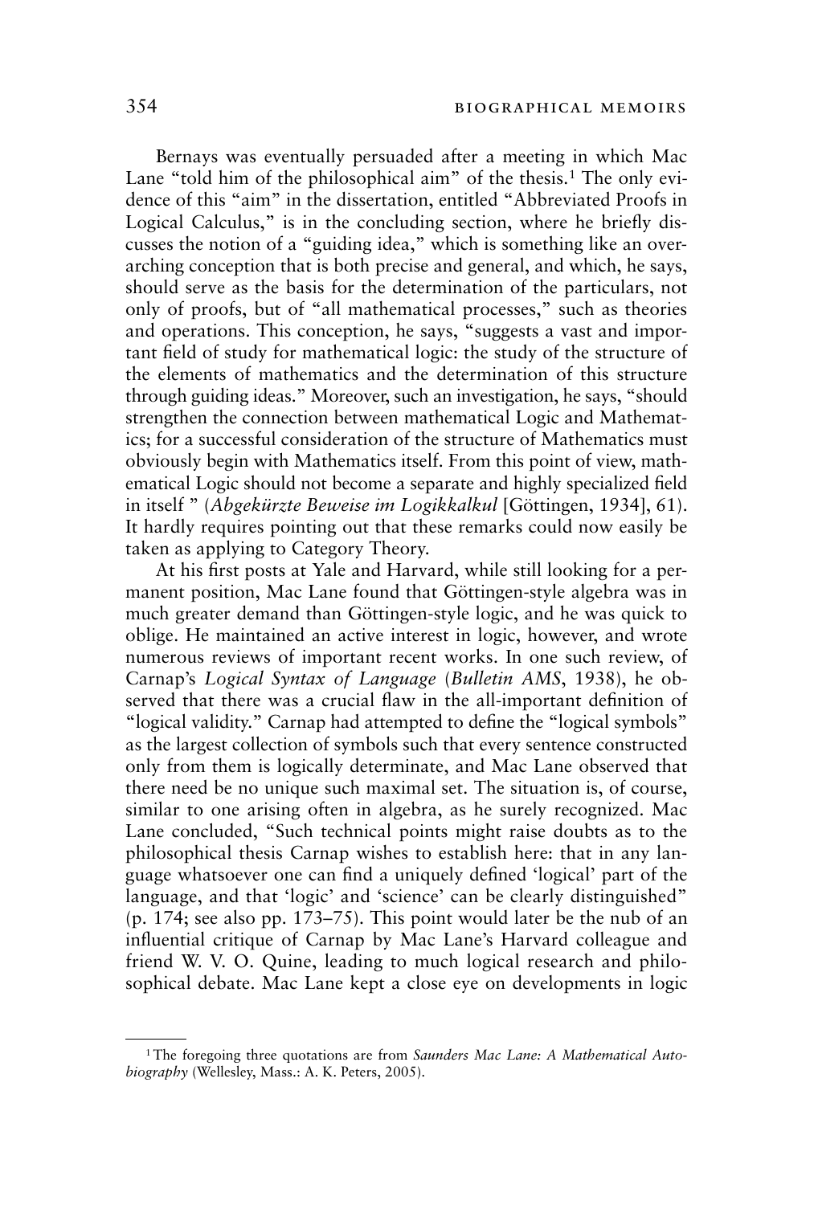Bernays was eventually persuaded after a meeting in which Mac Lane "told him of the philosophical aim" of the thesis.[1] The only evidence of this "aim" in the dissertation, entitled "Abbreviated Proofs in Logical Calculus," is in the concluding section, where he briefly discusses the notion of a "guiding idea," which is something like an overarching conception that is both precise and general, and which, he says, should serve as the basis for the determination of the particulars, not only of proofs, but of "all mathematical processes," such as theories and operations. This conception, he says, "suggests a vast and important field of study for mathematical logic: the study of the structure of the elements of mathematics and the determination of this structure through guiding ideas." Moreover, such an investigation, he says, "should strengthen the connection between mathematical Logic and Mathematics; for a successful consideration of the structure of Mathematics must obviously begin with Mathematics itself. From this point of view, mathematical Logic should not become a separate and highly specialized field in itself " (*Abgekürzte Beweise im Logikkalkul* [Göttingen, 1934], 61). It hardly requires pointing out that these remarks could now easily be taken as applying to Category Theory.

At his first posts at Yale and Harvard, while still looking for a permanent position, Mac Lane found that Göttingen-style algebra was in much greater demand than Göttingen-style logic, and he was quick to oblige. He maintained an active interest in logic, however, and wrote numerous reviews of important recent works. In one such review, of Carnap's *Logical Syntax of Language* (*Bulletin AMS*, 1938), he observed that there was a crucial flaw in the all-important definition of "logical validity." Carnap had attempted to define the "logical symbols" as the largest collection of symbols such that every sentence constructed only from them is logically determinate, and Mac Lane observed that there need be no unique such maximal set. The situation is, of course, similar to one arising often in algebra, as he surely recognized. Mac Lane concluded, "Such technical points might raise doubts as to the philosophical thesis Carnap wishes to establish here: that in any language whatsoever one can find a uniquely defined 'logical' part of the language, and that 'logic' and 'science' can be clearly distinguished" (p. 174; see also pp. 173–75). This point would later be the nub of an influential critique of Carnap by Mac Lane's Harvard colleague and friend W. V. O. Quine, leading to much logical research and philosophical debate. Mac Lane kept a close eye on developments in logic

---

[1] The foregoing three quotations are from *Saunders Mac Lane: A Mathematical Autobiography* (Wellesley, Mass.: A. K. Peters, 2005).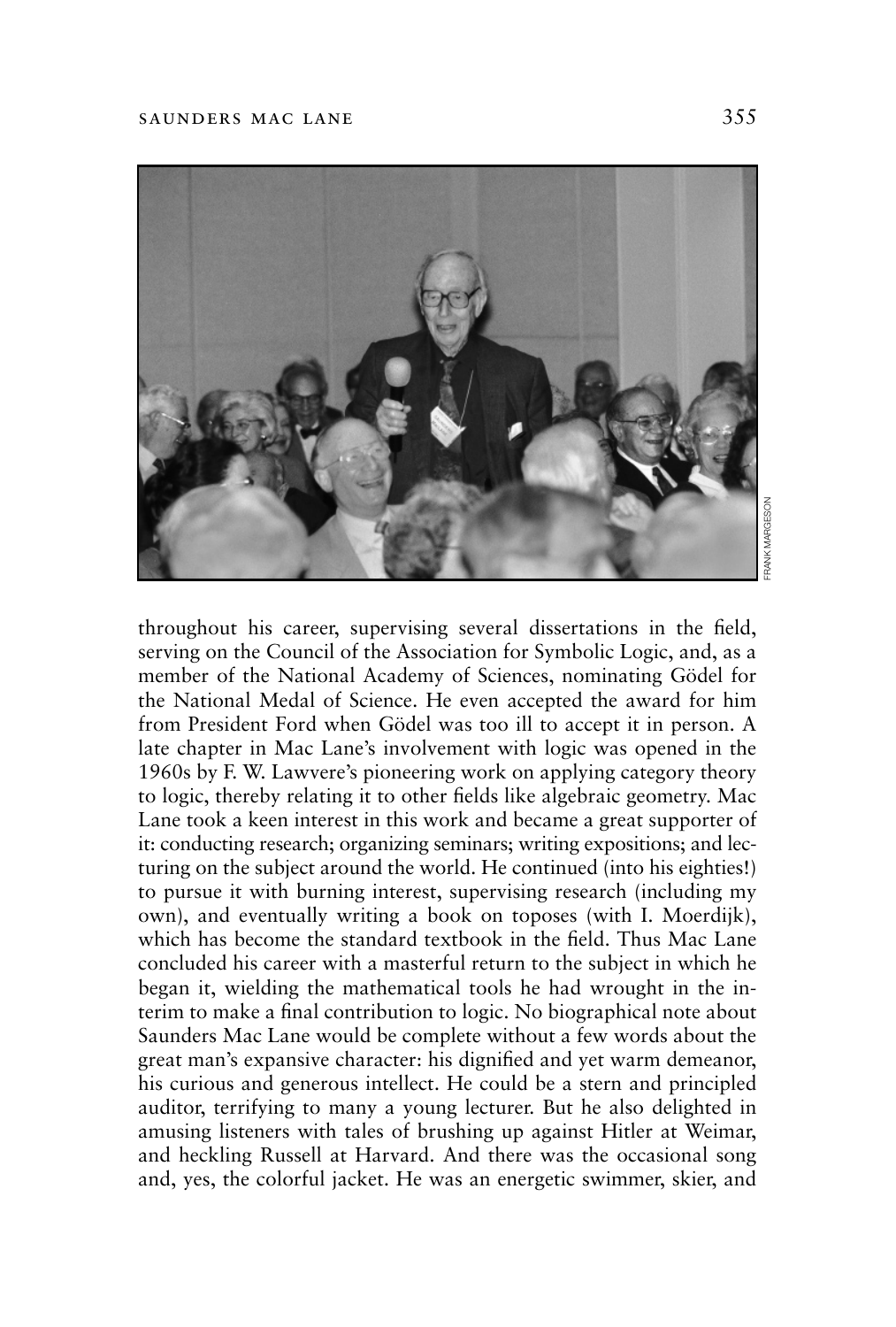throughout his career, supervising several dissertations in the field, serving on the Council of the Association for Symbolic Logic, and, as a member of the National Academy of Sciences, nominating Gödel for the National Medal of Science. He even accepted the award for him from President Ford when Gödel was too ill to accept it in person. A late chapter in Mac Lane's involvement with logic was opened in the 1960s by F. W. Lawvere's pioneering work on applying category theory to logic, thereby relating it to other fields like algebraic geometry. Mac Lane took a keen interest in this work and became a great supporter of it: conducting research; organizing seminars; writing expositions; and lecturing on the subject around the world. He continued (into his eighties!) to pursue it with burning interest, supervising research (including my own), and eventually writing a book on toposes (with I. Moerdijk), which has become the standard textbook in the field. Thus Mac Lane concluded his career with a masterful return to the subject in which he began it, wielding the mathematical tools he had wrought in the interim to make a final contribution to logic. No biographical note about Saunders Mac Lane would be complete without a few words about the great man's expansive character: his dignified and yet warm demeanor, his curious and generous intellect. He could be a stern and principled auditor, terrifying to many a young lecturer. But he also delighted in amusing listeners with tales of brushing up against Hitler at Weimar, and heckling Russell at Harvard. And there was the occasional song and, yes, the colorful jacket. He was an energetic swimmer, skier, and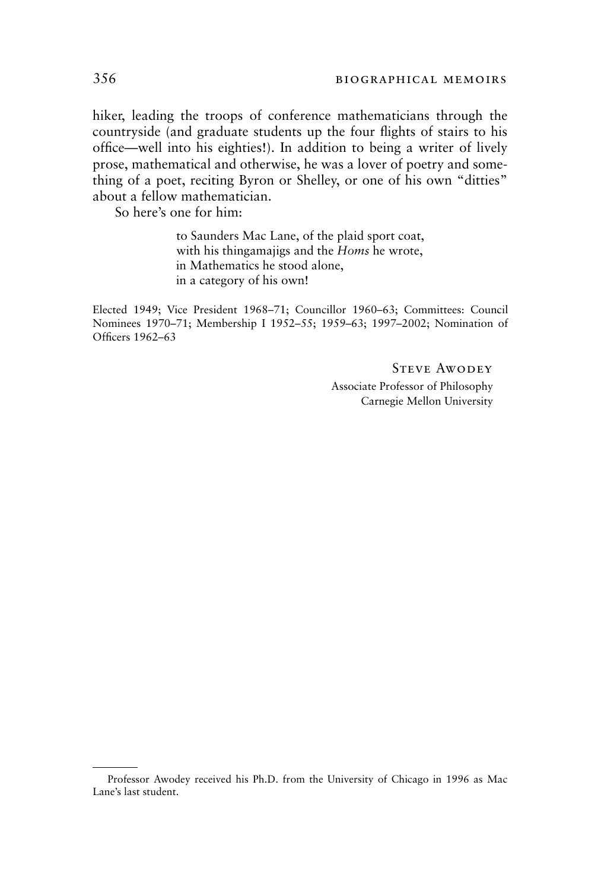hiker, leading the troops of conference mathematicians through the countryside (and graduate students up the four flights of stairs to his office—well into his eighties!). In addition to being a writer of lively prose, mathematical and otherwise, he was a lover of poetry and something of a poet, reciting Byron or Shelley, or one of his own "ditties" about a fellow mathematician.

So here's one for him:

> to Saunders Mac Lane, of the plaid sport coat,
> with his thingamajigs and the *Homs* he wrote,
> in Mathematics he stood alone,
> in a category of his own!

Elected 1949; Vice President 1968–71; Councillor 1960–63; Committees: Council Nominees 1970–71; Membership I 1952–55; 1959–63; 1997–2002; Nomination of Officers 1962–63

Steve Awodey
Associate Professor of Philosophy
Carnegie Mellon University

---

Professor Awodey received his Ph.D. from the University of Chicago in 1996 as Mac Lane's last student.